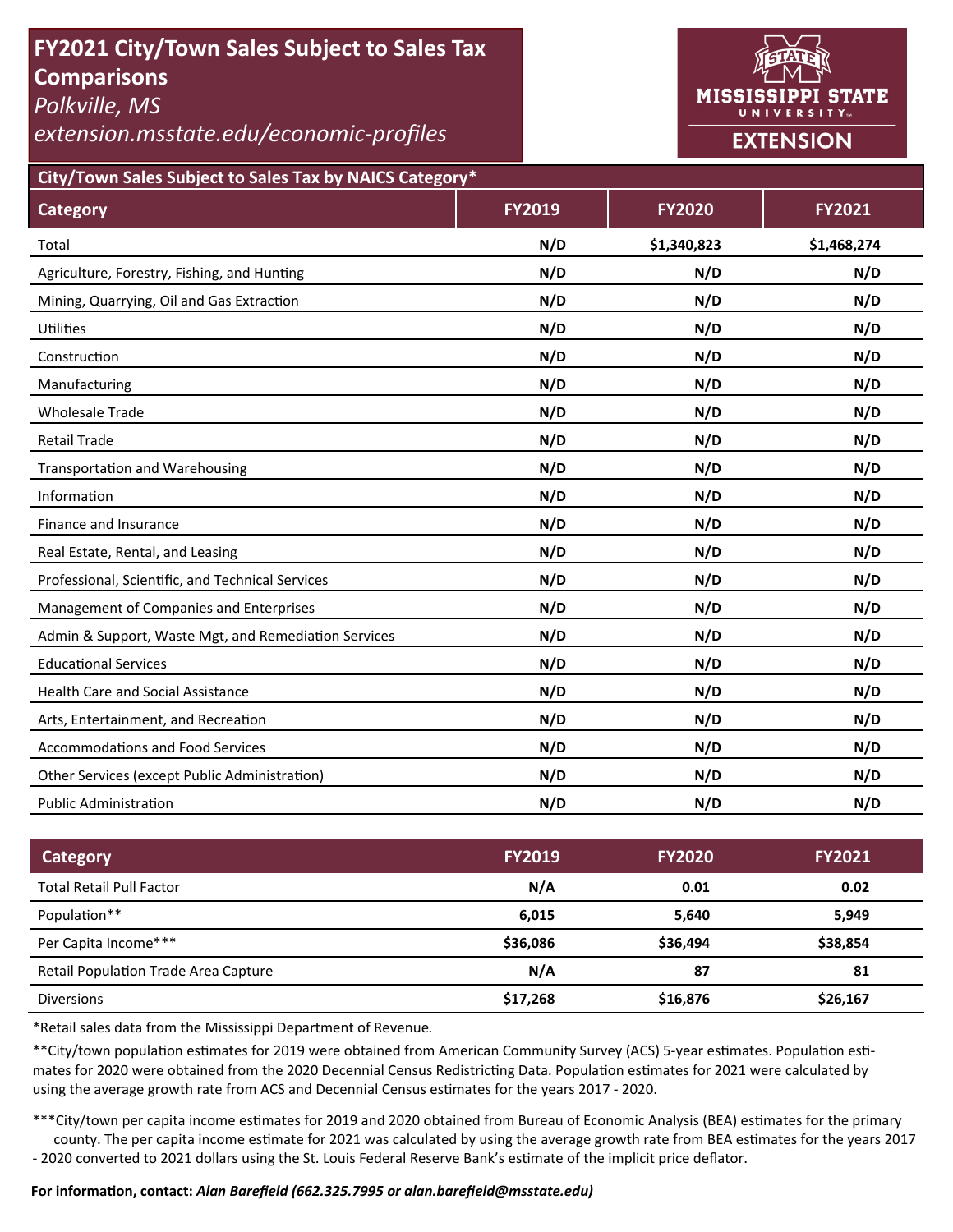# FY2021 City/Town Sales Subject to Sales Tax Comparisons

*Polkville, MS*

*extension.msstate.edu/economic-profiles*

MISSISSIPPI STATE UNIVERSITY EXTENSION

## City/Town Sales Subject to Sales Tax by NAICS Category*

| Category | FY2019 | FY2020 | FY2021 |
|---|---|---|---|
| Total | N/D | $1,340,823 | $1,468,274 |
| Agriculture, Forestry, Fishing, and Hunting | N/D | N/D | N/D |
| Mining, Quarrying, Oil and Gas Extraction | N/D | N/D | N/D |
| Utilities | N/D | N/D | N/D |
| Construction | N/D | N/D | N/D |
| Manufacturing | N/D | N/D | N/D |
| Wholesale Trade | N/D | N/D | N/D |
| Retail Trade | N/D | N/D | N/D |
| Transportation and Warehousing | N/D | N/D | N/D |
| Information | N/D | N/D | N/D |
| Finance and Insurance | N/D | N/D | N/D |
| Real Estate, Rental, and Leasing | N/D | N/D | N/D |
| Professional, Scientific, and Technical Services | N/D | N/D | N/D |
| Management of Companies and Enterprises | N/D | N/D | N/D |
| Admin & Support, Waste Mgt, and Remediation Services | N/D | N/D | N/D |
| Educational Services | N/D | N/D | N/D |
| Health Care and Social Assistance | N/D | N/D | N/D |
| Arts, Entertainment, and Recreation | N/D | N/D | N/D |
| Accommodations and Food Services | N/D | N/D | N/D |
| Other Services (except Public Administration) | N/D | N/D | N/D |
| Public Administration | N/D | N/D | N/D |

| Category | FY2019 | FY2020 | FY2021 |
|---|---|---|---|
| Total Retail Pull Factor | N/A | 0.01 | 0.02 |
| Population** | 6,015 | 5,640 | 5,949 |
| Per Capita Income*** | $36,086 | $36,494 | $38,854 |
| Retail Population Trade Area Capture | N/A | 87 | 81 |
| Diversions | $17,268 | $16,876 | $26,167 |

*Retail sales data from the Mississippi Department of Revenue.

**City/town population estimates for 2019 were obtained from American Community Survey (ACS) 5-year estimates. Population estimates for 2020 were obtained from the 2020 Decennial Census Redistricting Data. Population estimates for 2021 were calculated by using the average growth rate from ACS and Decennial Census estimates for the years 2017 - 2020.

***City/town per capita income estimates for 2019 and 2020 obtained from Bureau of Economic Analysis (BEA) estimates for the primary county. The per capita income estimate for 2021 was calculated by using the average growth rate from BEA estimates for the years 2017 - 2020 converted to 2021 dollars using the St. Louis Federal Reserve Bank's estimate of the implicit price deflator.

**For information, contact:** ***Alan Barefield (662.325.7995 or alan.barefield@msstate.edu)***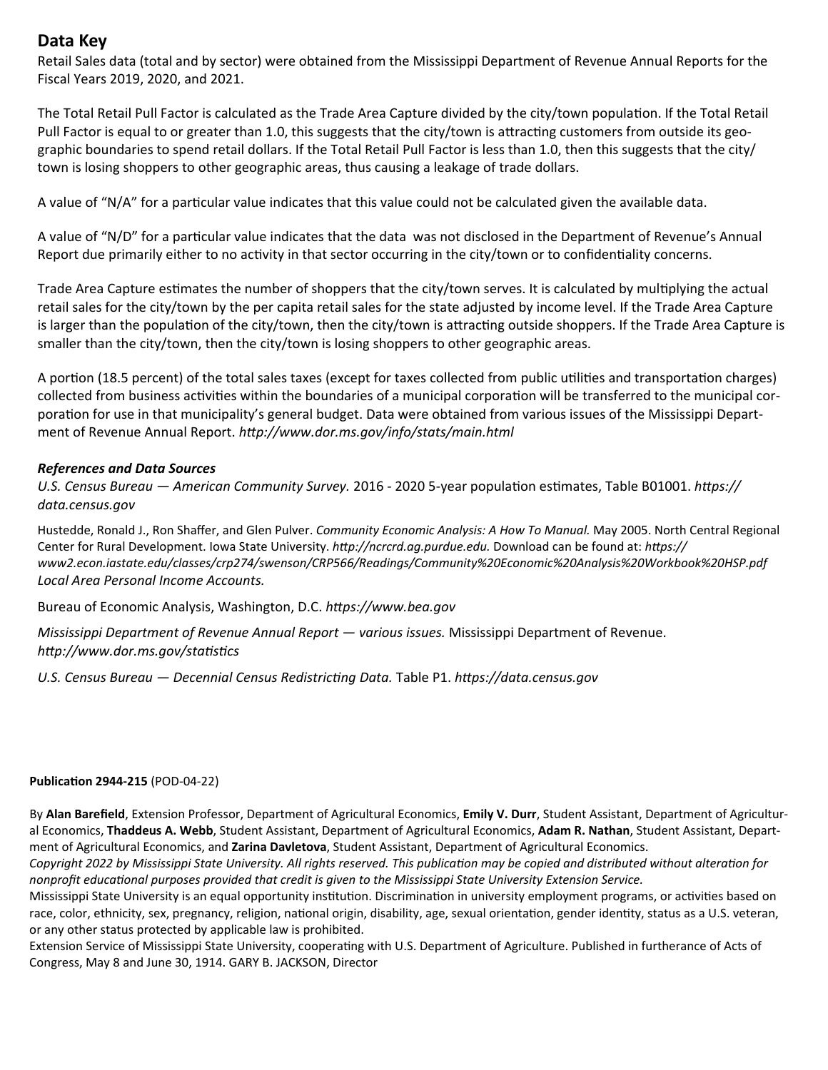## Data Key

Retail Sales data (total and by sector) were obtained from the Mississippi Department of Revenue Annual Reports for the Fiscal Years 2019, 2020, and 2021.

The Total Retail Pull Factor is calculated as the Trade Area Capture divided by the city/town population. If the Total Retail Pull Factor is equal to or greater than 1.0, this suggests that the city/town is attracting customers from outside its geographic boundaries to spend retail dollars. If the Total Retail Pull Factor is less than 1.0, then this suggests that the city/town is losing shoppers to other geographic areas, thus causing a leakage of trade dollars.

A value of "N/A" for a particular value indicates that this value could not be calculated given the available data.

A value of "N/D" for a particular value indicates that the data was not disclosed in the Department of Revenue's Annual Report due primarily either to no activity in that sector occurring in the city/town or to confidentiality concerns.

Trade Area Capture estimates the number of shoppers that the city/town serves. It is calculated by multiplying the actual retail sales for the city/town by the per capita retail sales for the state adjusted by income level. If the Trade Area Capture is larger than the population of the city/town, then the city/town is attracting outside shoppers. If the Trade Area Capture is smaller than the city/town, then the city/town is losing shoppers to other geographic areas.

A portion (18.5 percent) of the total sales taxes (except for taxes collected from public utilities and transportation charges) collected from business activities within the boundaries of a municipal corporation will be transferred to the municipal corporation for use in that municipality's general budget. Data were obtained from various issues of the Mississippi Department of Revenue Annual Report. *http://www.dor.ms.gov/info/stats/main.html*

### *References and Data Sources*

*U.S. Census Bureau — American Community Survey.* 2016 - 2020 5-year population estimates, Table B01001. *https://data.census.gov*

Hustedde, Ronald J., Ron Shaffer, and Glen Pulver. *Community Economic Analysis: A How To Manual.* May 2005. North Central Regional Center for Rural Development. Iowa State University. *http://ncrcrd.ag.purdue.edu.* Download can be found at: *https://www2.econ.iastate.edu/classes/crp274/swenson/CRP566/Readings/Community%20Economic%20Analysis%20Workbook%20HSP.pdf* *Local Area Personal Income Accounts.*

Bureau of Economic Analysis, Washington, D.C. *https://www.bea.gov*

*Mississippi Department of Revenue Annual Report — various issues.* Mississippi Department of Revenue. *http://www.dor.ms.gov/statistics*

*U.S. Census Bureau — Decennial Census Redistricting Data.* Table P1. *https://data.census.gov*

**Publication 2944-215** (POD-04-22)

By **Alan Barefield**, Extension Professor, Department of Agricultural Economics, **Emily V. Durr**, Student Assistant, Department of Agricultural Economics, **Thaddeus A. Webb**, Student Assistant, Department of Agricultural Economics, **Adam R. Nathan**, Student Assistant, Department of Agricultural Economics, and **Zarina Davletova**, Student Assistant, Department of Agricultural Economics.

*Copyright 2022 by Mississippi State University. All rights reserved. This publication may be copied and distributed without alteration for nonprofit educational purposes provided that credit is given to the Mississippi State University Extension Service.*

Mississippi State University is an equal opportunity institution. Discrimination in university employment programs, or activities based on race, color, ethnicity, sex, pregnancy, religion, national origin, disability, age, sexual orientation, gender identity, status as a U.S. veteran, or any other status protected by applicable law is prohibited.

Extension Service of Mississippi State University, cooperating with U.S. Department of Agriculture. Published in furtherance of Acts of Congress, May 8 and June 30, 1914. GARY B. JACKSON, Director